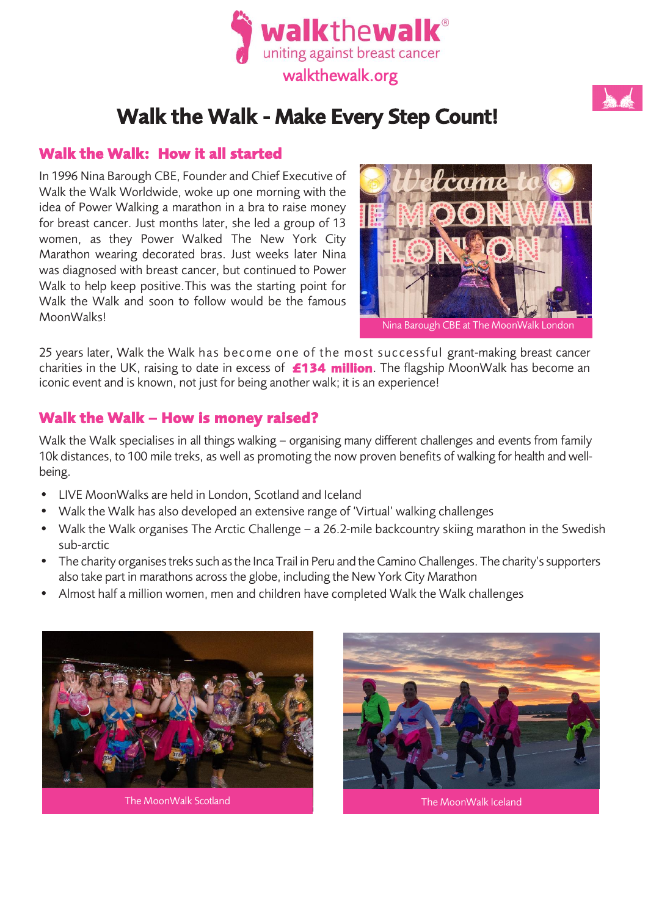walkthewalk®
uniting against breast cancer
walkthewalk.org

# Walk the Walk - Make Every Step Count!

## Walk the Walk: How it all started

In 1996 Nina Barough CBE, Founder and Chief Executive of Walk the Walk Worldwide, woke up one morning with the idea of Power Walking a marathon in a bra to raise money for breast cancer. Just months later, she led a group of 13 women, as they Power Walked The New York City Marathon wearing decorated bras. Just weeks later Nina was diagnosed with breast cancer, but continued to Power Walk to help keep positive. This was the starting point for Walk the Walk and soon to follow would be the famous MoonWalks!

Nina Barough CBE at The MoonWalk London

25 years later, Walk the Walk has become one of the most successful grant-making breast cancer charities in the UK, raising to date in excess of **£134 million**. The flagship MoonWalk has become an iconic event and is known, not just for being another walk; it is an experience!

## Walk the Walk – How is money raised?

Walk the Walk specialises in all things walking – organising many different challenges and events from family 10k distances, to 100 mile treks, as well as promoting the now proven benefits of walking for health and well-being.

- LIVE MoonWalks are held in London, Scotland and Iceland
- Walk the Walk has also developed an extensive range of 'Virtual' walking challenges
- Walk the Walk organises The Arctic Challenge – a 26.2-mile backcountry skiing marathon in the Swedish sub-arctic
- The charity organises treks such as the Inca Trail in Peru and the Camino Challenges. The charity's supporters also take part in marathons across the globe, including the New York City Marathon
- Almost half a million women, men and children have completed Walk the Walk challenges

The MoonWalk Scotland

The MoonWalk Iceland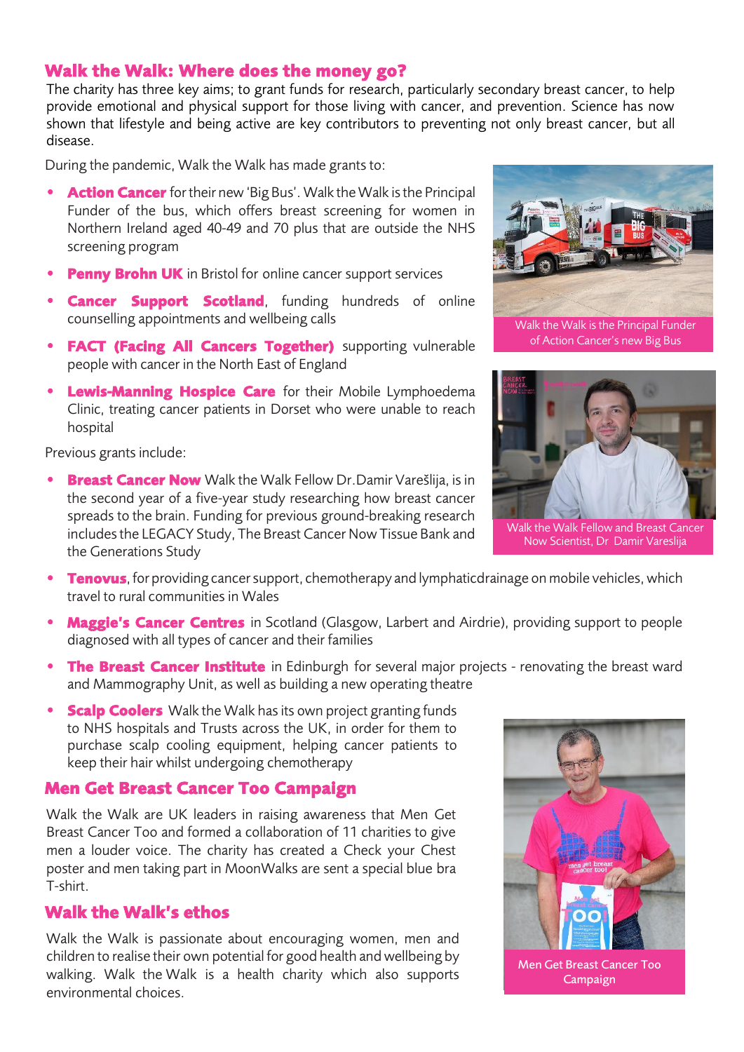## Walk the Walk: Where does the money go?

The charity has three key aims; to grant funds for research, particularly secondary breast cancer, to help provide emotional and physical support for those living with cancer, and prevention. Science has now shown that lifestyle and being active are key contributors to preventing not only breast cancer, but all disease.

During the pandemic, Walk the Walk has made grants to:

- **Action Cancer** for their new 'Big Bus'. Walk the Walk is the Principal Funder of the bus, which offers breast screening for women in Northern Ireland aged 40-49 and 70 plus that are outside the NHS screening program
- **Penny Brohn UK** in Bristol for online cancer support services
- **Cancer Support Scotland**, funding hundreds of online counselling appointments and wellbeing calls
- **FACT (Facing All Cancers Together)** supporting vulnerable people with cancer in the North East of England
- **Lewis-Manning Hospice Care** for their Mobile Lymphoedema Clinic, treating cancer patients in Dorset who were unable to reach hospital

Walk the Walk is the Principal Funder of Action Cancer's new Big Bus

Previous grants include:

- **Breast Cancer Now** Walk the Walk Fellow Dr.Damir Varešlija, is in the second year of a five-year study researching how breast cancer spreads to the brain. Funding for previous ground-breaking research includes the LEGACY Study, The Breast Cancer Now Tissue Bank and the Generations Study
- **Tenovus**, for providing cancer support, chemotherapy and lymphaticdrainage on mobile vehicles, which travel to rural communities in Wales
- **Maggie's Cancer Centres** in Scotland (Glasgow, Larbert and Airdrie), providing support to people diagnosed with all types of cancer and their families
- **The Breast Cancer Institute** in Edinburgh for several major projects - renovating the breast ward and Mammography Unit, as well as building a new operating theatre
- **Scalp Coolers** Walk the Walk has its own project granting funds to NHS hospitals and Trusts across the UK, in order for them to purchase scalp cooling equipment, helping cancer patients to keep their hair whilst undergoing chemotherapy

Walk the Walk Fellow and Breast Cancer Now Scientist, Dr Damir Vareslija

## Men Get Breast Cancer Too Campaign

Walk the Walk are UK leaders in raising awareness that Men Get Breast Cancer Too and formed a collaboration of 11 charities to give men a louder voice. The charity has created a Check your Chest poster and men taking part in MoonWalks are sent a special blue bra T-shirt.

## Walk the Walk's ethos

Walk the Walk is passionate about encouraging women, men and children to realise their own potential for good health and wellbeing by walking. Walk the Walk is a health charity which also supports environmental choices.

Men Get Breast Cancer Too Campaign